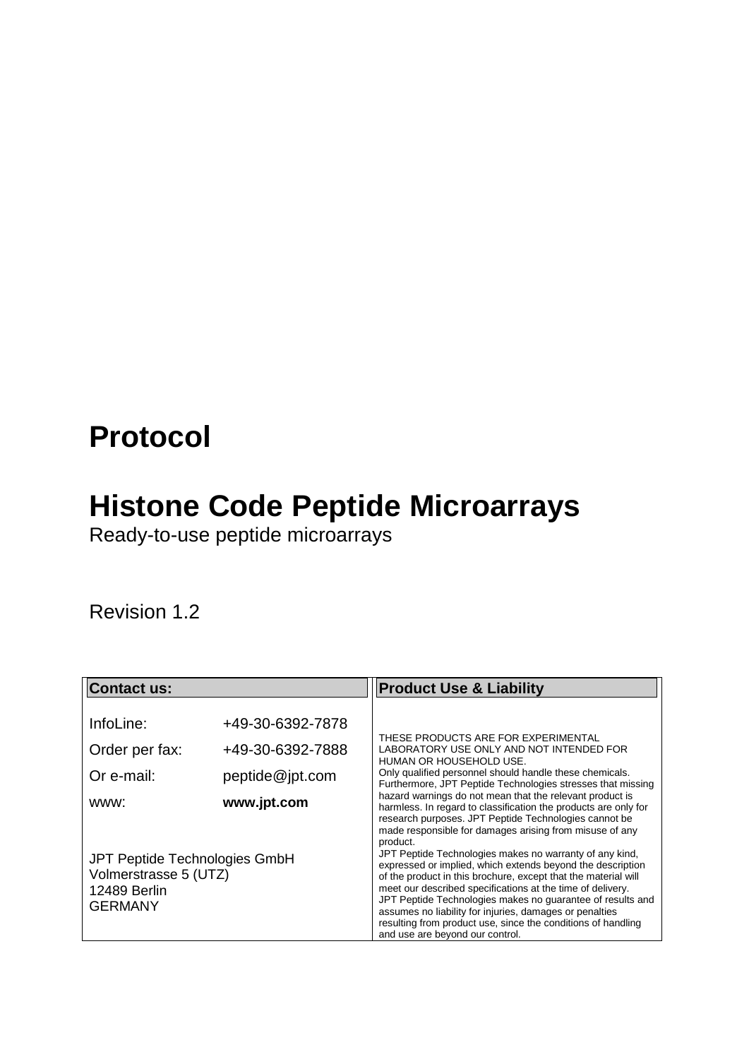# Protocol

# Histone Code Peptide Microarrays

Ready-to-use peptide microarrays

Revision 1.2

| **Contact us:** | | **Product Use & Liability** |
|---|---|---|
| InfoLine: | +49-30-6392-7878 | THESE PRODUCTS ARE FOR EXPERIMENTAL LABORATORY USE ONLY AND NOT INTENDED FOR HUMAN OR HOUSEHOLD USE. Only qualified personnel should handle these chemicals. Furthermore, JPT Peptide Technologies stresses that missing hazard warnings do not mean that the relevant product is harmless. In regard to classification the products are only for research purposes. JPT Peptide Technologies cannot be made responsible for damages arising from misuse of any product. JPT Peptide Technologies makes no warranty of any kind, expressed or implied, which extends beyond the description of the product in this brochure, except that the material will meet our described specifications at the time of delivery. JPT Peptide Technologies makes no guarantee of results and assumes no liability for injuries, damages or penalties resulting from product use, since the conditions of handling and use are beyond our control. |
| Order per fax: | +49-30-6392-7888 | |
| Or e-mail: | peptide@jpt.com | |
| www: | **www.jpt.com** | |
| JPT Peptide Technologies GmbH<br>Volmerstrasse 5 (UTZ)<br>12489 Berlin<br>GERMANY | | |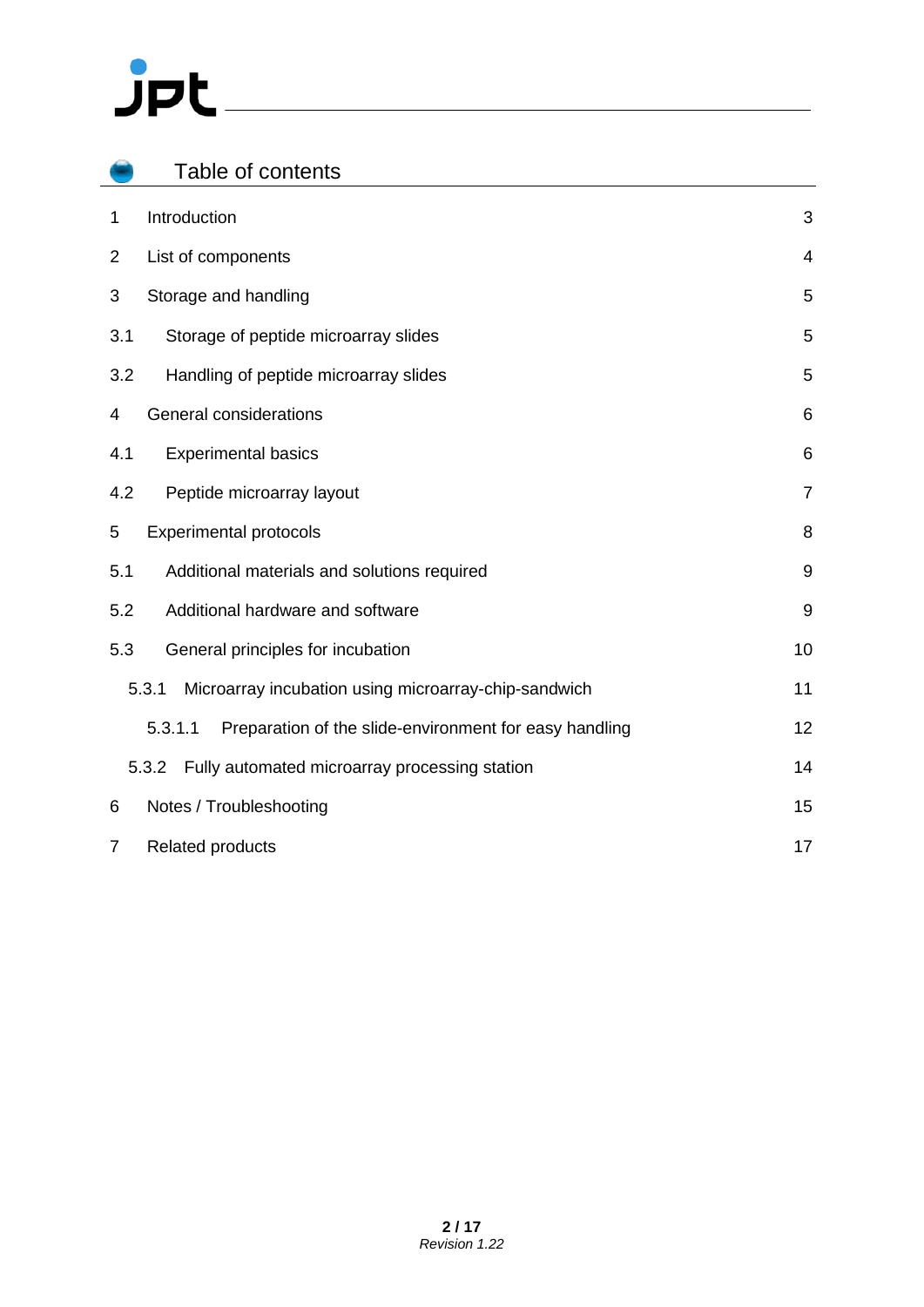# Table of contents

| | | |
|---|---|---|
| 1 | Introduction | 3 |
| 2 | List of components | 4 |
| 3 | Storage and handling | 5 |
| 3.1 | Storage of peptide microarray slides | 5 |
| 3.2 | Handling of peptide microarray slides | 5 |
| 4 | General considerations | 6 |
| 4.1 | Experimental basics | 6 |
| 4.2 | Peptide microarray layout | 7 |
| 5 | Experimental protocols | 8 |
| 5.1 | Additional materials and solutions required | 9 |
| 5.2 | Additional hardware and software | 9 |
| 5.3 | General principles for incubation | 10 |
| 5.3.1 | Microarray incubation using microarray-chip-sandwich | 11 |
| 5.3.1.1 | Preparation of the slide-environment for easy handling | 12 |
| 5.3.2 | Fully automated microarray processing station | 14 |
| 6 | Notes / Troubleshooting | 15 |
| 7 | Related products | 17 |

*Revision 1.22*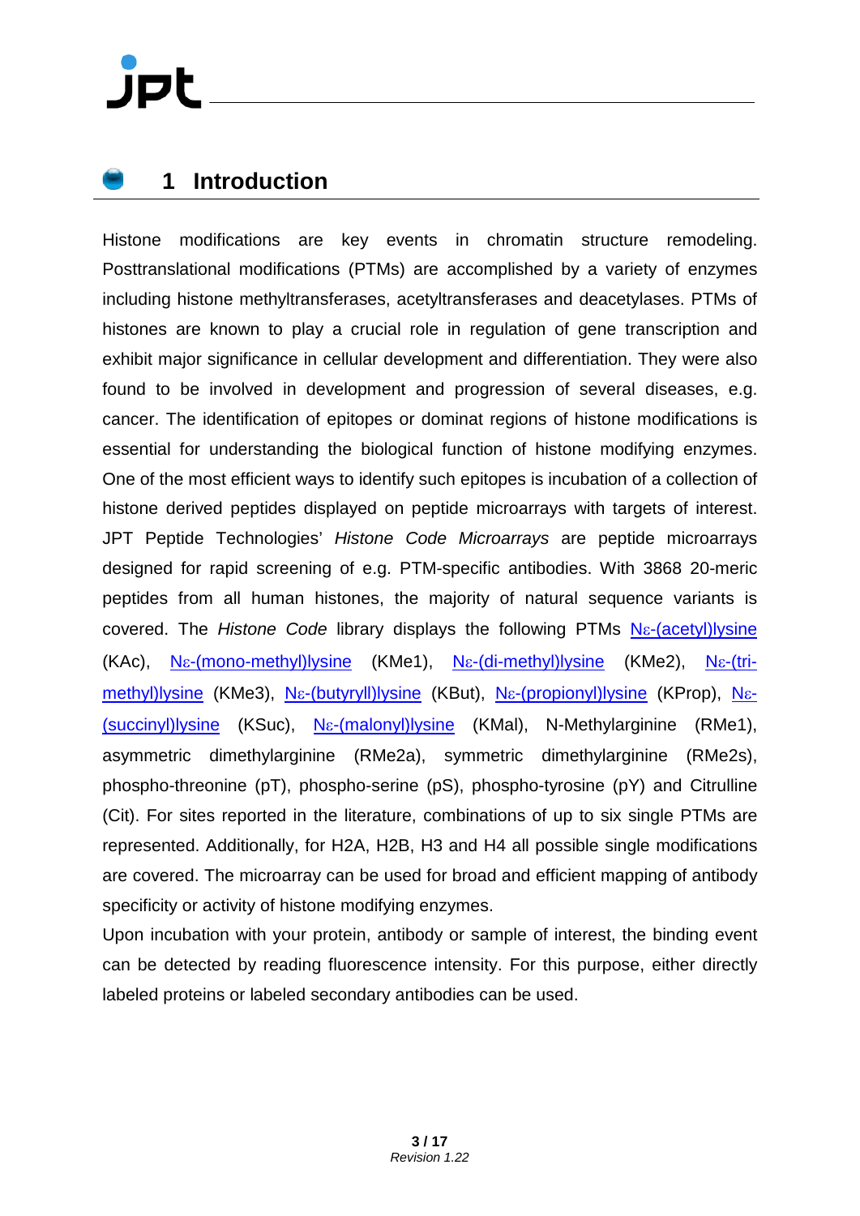# 1 Introduction

Histone modifications are key events in chromatin structure remodeling. Posttranslational modifications (PTMs) are accomplished by a variety of enzymes including histone methyltransferases, acetyltransferases and deacetylases. PTMs of histones are known to play a crucial role in regulation of gene transcription and exhibit major significance in cellular development and differentiation. They were also found to be involved in development and progression of several diseases, e.g. cancer. The identification of epitopes or dominat regions of histone modifications is essential for understanding the biological function of histone modifying enzymes. One of the most efficient ways to identify such epitopes is incubation of a collection of histone derived peptides displayed on peptide microarrays with targets of interest. JPT Peptide Technologies' *Histone Code Microarrays* are peptide microarrays designed for rapid screening of e.g. PTM-specific antibodies. With 3868 20-meric peptides from all human histones, the majority of natural sequence variants is covered. The *Histone Code* library displays the following PTMs Nε-(acetyl)lysine (KAc), Nε-(mono-methyl)lysine (KMe1), Nε-(di-methyl)lysine (KMe2), Nε-(tri-methyl)lysine (KMe3), Nε-(butyryll)lysine (KBut), Nε-(propionyl)lysine (KProp), Nε-(succinyl)lysine (KSuc), Nε-(malonyl)lysine (KMal), N-Methylarginine (RMe1), asymmetric dimethylarginine (RMe2a), symmetric dimethylarginine (RMe2s), phospho-threonine (pT), phospho-serine (pS), phospho-tyrosine (pY) and Citrulline (Cit). For sites reported in the literature, combinations of up to six single PTMs are represented. Additionally, for H2A, H2B, H3 and H4 all possible single modifications are covered. The microarray can be used for broad and efficient mapping of antibody specificity or activity of histone modifying enzymes.

Upon incubation with your protein, antibody or sample of interest, the binding event can be detected by reading fluorescence intensity. For this purpose, either directly labeled proteins or labeled secondary antibodies can be used.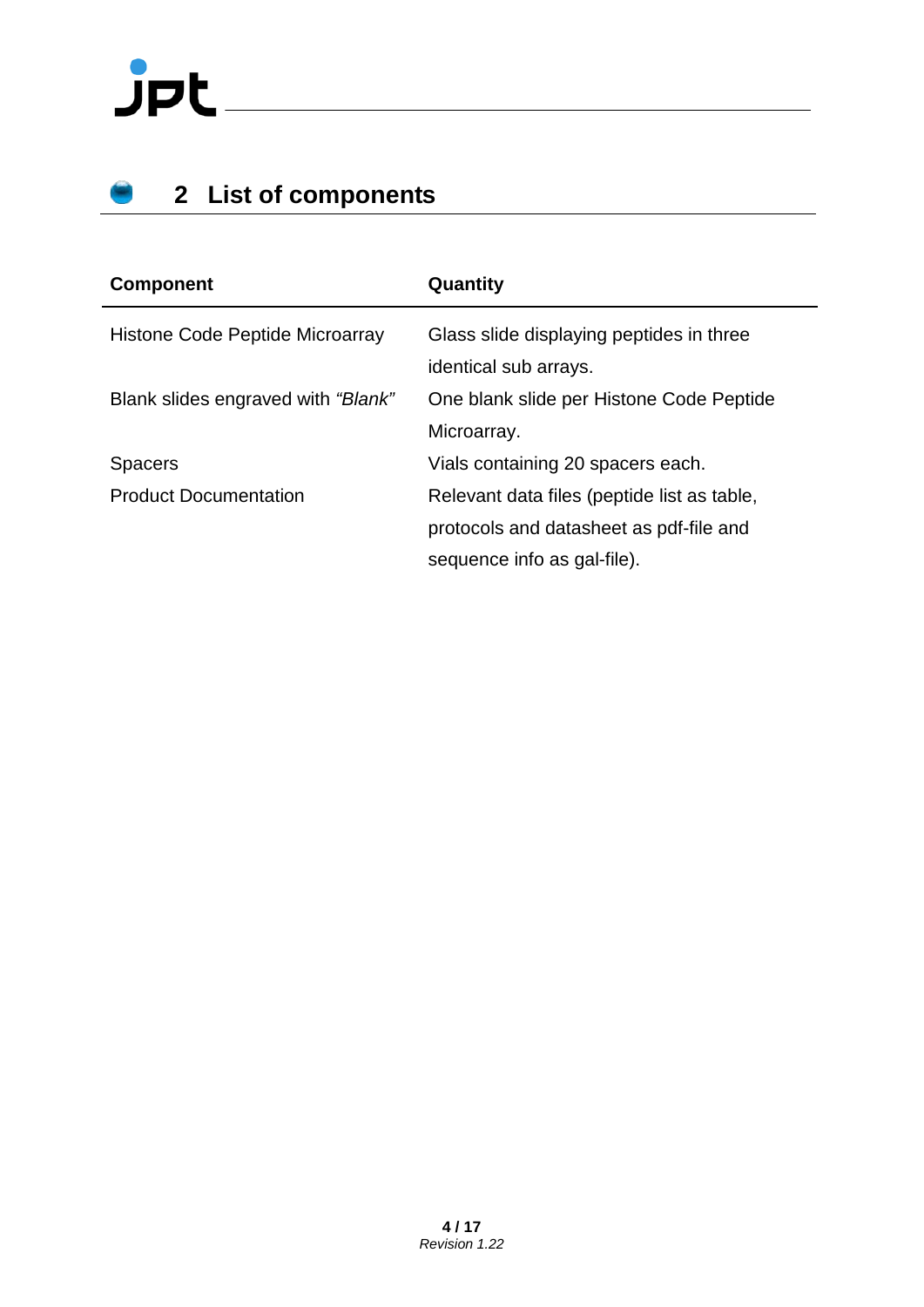## 2 List of components

| Component | Quantity |
|---|---|
| Histone Code Peptide Microarray | Glass slide displaying peptides in three identical sub arrays. |
| Blank slides engraved with *"Blank"* | One blank slide per Histone Code Peptide Microarray. |
| Spacers | Vials containing 20 spacers each. |
| Product Documentation | Relevant data files (peptide list as table, protocols and datasheet as pdf-file and sequence info as gal-file). |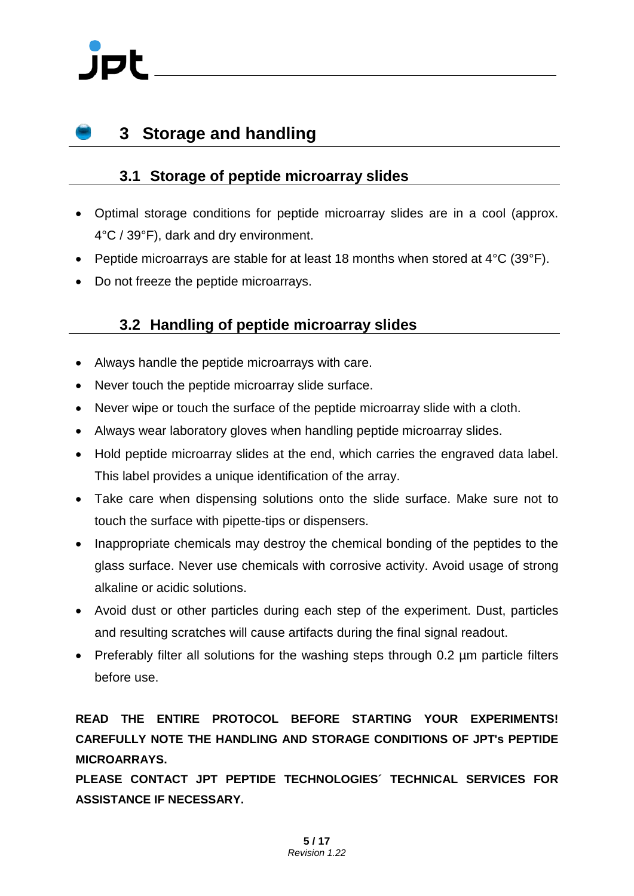# 3 Storage and handling

## 3.1 Storage of peptide microarray slides

- Optimal storage conditions for peptide microarray slides are in a cool (approx. 4°C / 39°F), dark and dry environment.
- Peptide microarrays are stable for at least 18 months when stored at 4°C (39°F).
- Do not freeze the peptide microarrays.

## 3.2 Handling of peptide microarray slides

- Always handle the peptide microarrays with care.
- Never touch the peptide microarray slide surface.
- Never wipe or touch the surface of the peptide microarray slide with a cloth.
- Always wear laboratory gloves when handling peptide microarray slides.
- Hold peptide microarray slides at the end, which carries the engraved data label. This label provides a unique identification of the array.
- Take care when dispensing solutions onto the slide surface. Make sure not to touch the surface with pipette-tips or dispensers.
- Inappropriate chemicals may destroy the chemical bonding of the peptides to the glass surface. Never use chemicals with corrosive activity. Avoid usage of strong alkaline or acidic solutions.
- Avoid dust or other particles during each step of the experiment. Dust, particles and resulting scratches will cause artifacts during the final signal readout.
- Preferably filter all solutions for the washing steps through 0.2 µm particle filters before use.

**READ THE ENTIRE PROTOCOL BEFORE STARTING YOUR EXPERIMENTS! CAREFULLY NOTE THE HANDLING AND STORAGE CONDITIONS OF JPT's PEPTIDE MICROARRAYS.**

**PLEASE CONTACT JPT PEPTIDE TECHNOLOGIES´ TECHNICAL SERVICES FOR ASSISTANCE IF NECESSARY.**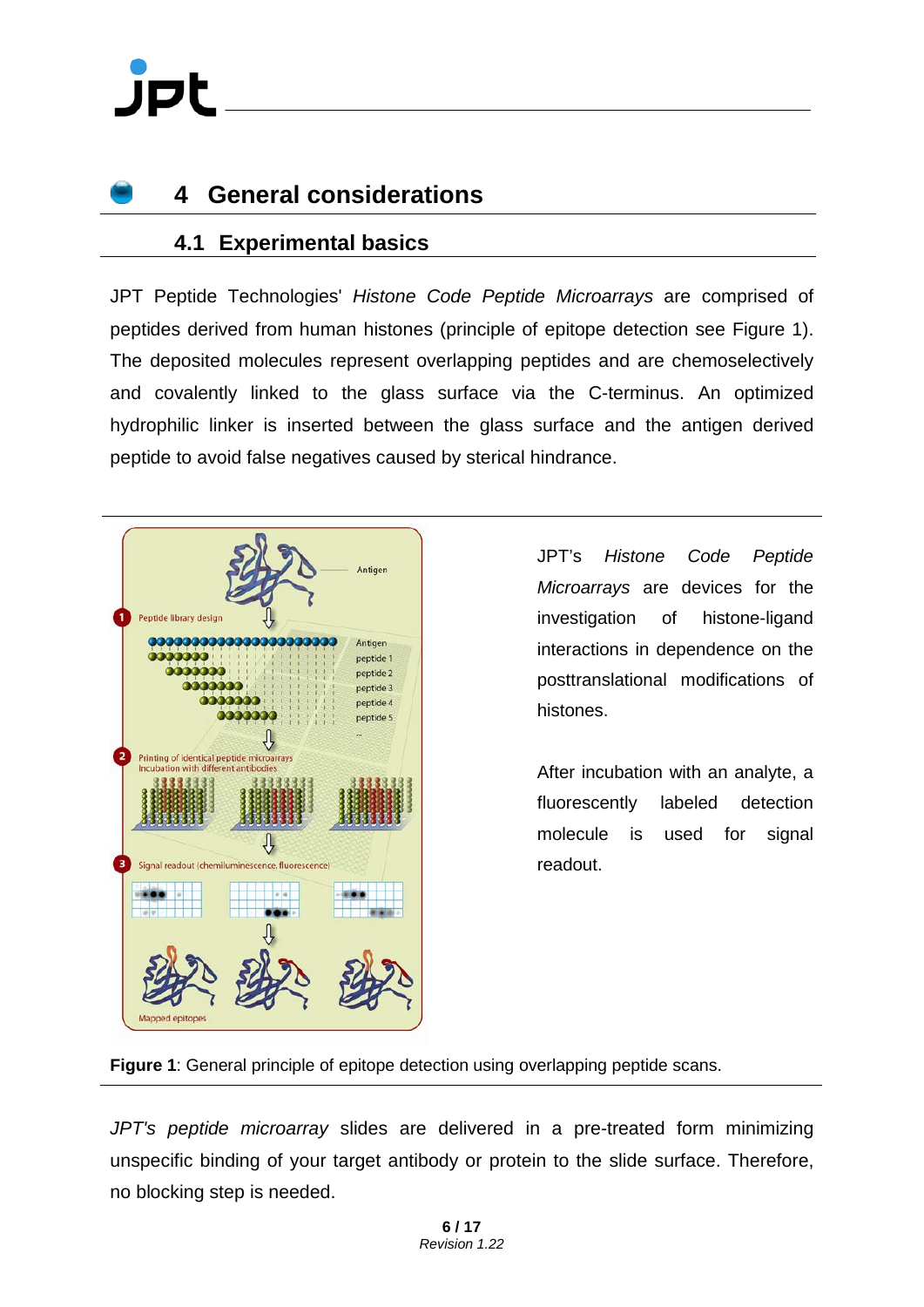# 4 General considerations

## 4.1 Experimental basics

JPT Peptide Technologies' *Histone Code Peptide Microarrays* are comprised of peptides derived from human histones (principle of epitope detection see Figure 1). The deposited molecules represent overlapping peptides and are chemoselectively and covalently linked to the glass surface via the C-terminus. An optimized hydrophilic linker is inserted between the glass surface and the antigen derived peptide to avoid false negatives caused by sterical hindrance.

JPT's *Histone Code Peptide Microarrays* are devices for the investigation of histone-ligand interactions in dependence on the posttranslational modifications of histones.

After incubation with an analyte, a fluorescently labeled detection molecule is used for signal readout.

**Figure 1**: General principle of epitope detection using overlapping peptide scans.

*JPT's peptide microarray* slides are delivered in a pre-treated form minimizing unspecific binding of your target antibody or protein to the slide surface. Therefore, no blocking step is needed.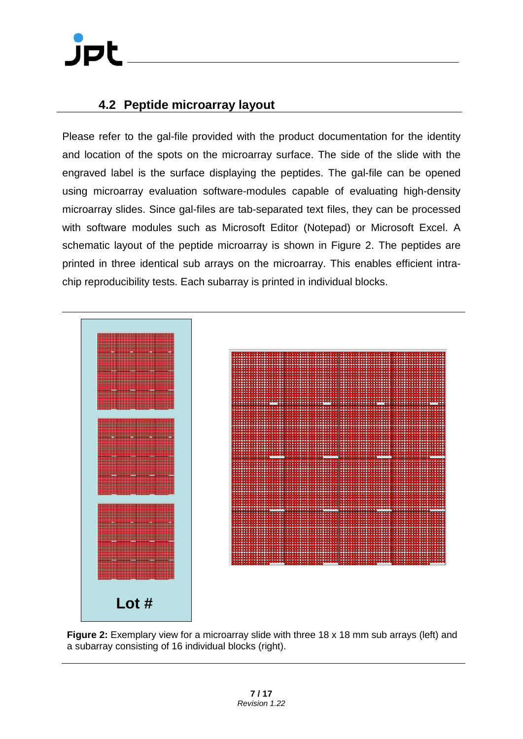## 4.2 Peptide microarray layout

Please refer to the gal-file provided with the product documentation for the identity and location of the spots on the microarray surface. The side of the slide with the engraved label is the surface displaying the peptides. The gal-file can be opened using microarray evaluation software-modules capable of evaluating high-density microarray slides. Since gal-files are tab-separated text files, they can be processed with software modules such as Microsoft Editor (Notepad) or Microsoft Excel. A schematic layout of the peptide microarray is shown in Figure 2. The peptides are printed in three identical sub arrays on the microarray. This enables efficient intra-chip reproducibility tests. Each subarray is printed in individual blocks.

Lot #

**Figure 2:** Exemplary view for a microarray slide with three 18 x 18 mm sub arrays (left) and a subarray consisting of 16 individual blocks (right).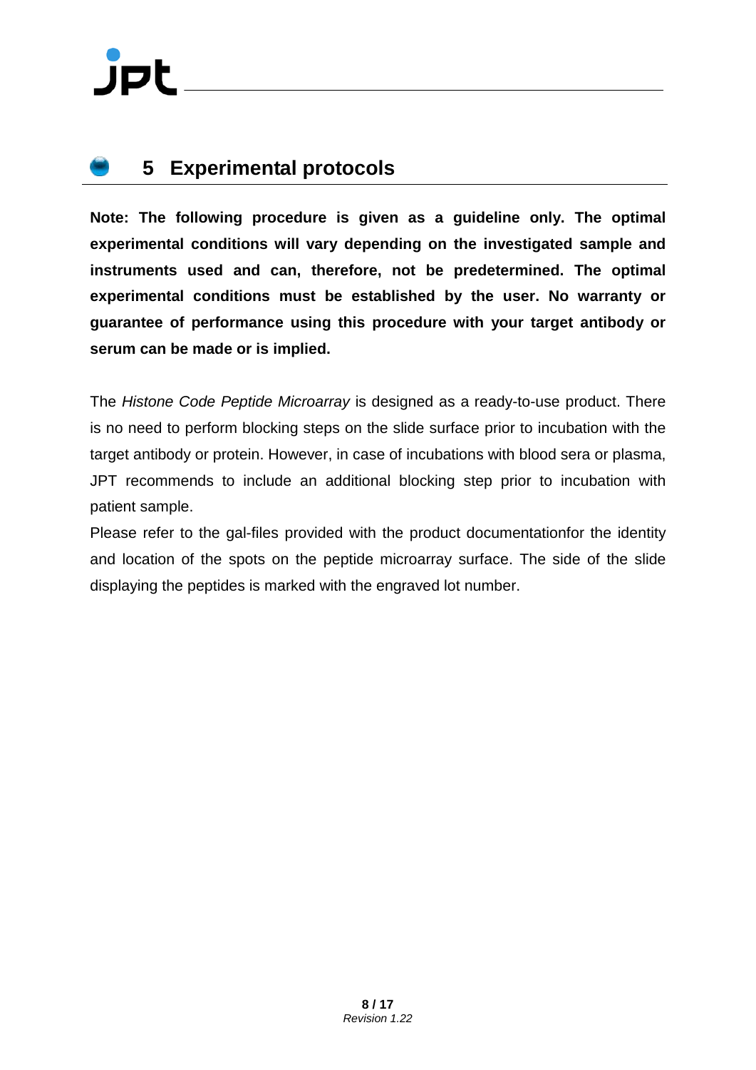# 5 Experimental protocols

**Note: The following procedure is given as a guideline only. The optimal experimental conditions will vary depending on the investigated sample and instruments used and can, therefore, not be predetermined. The optimal experimental conditions must be established by the user. No warranty or guarantee of performance using this procedure with your target antibody or serum can be made or is implied.**

The *Histone Code Peptide Microarray* is designed as a ready-to-use product. There is no need to perform blocking steps on the slide surface prior to incubation with the target antibody or protein. However, in case of incubations with blood sera or plasma, JPT recommends to include an additional blocking step prior to incubation with patient sample.

Please refer to the gal-files provided with the product documentationfor the identity and location of the spots on the peptide microarray surface. The side of the slide displaying the peptides is marked with the engraved lot number.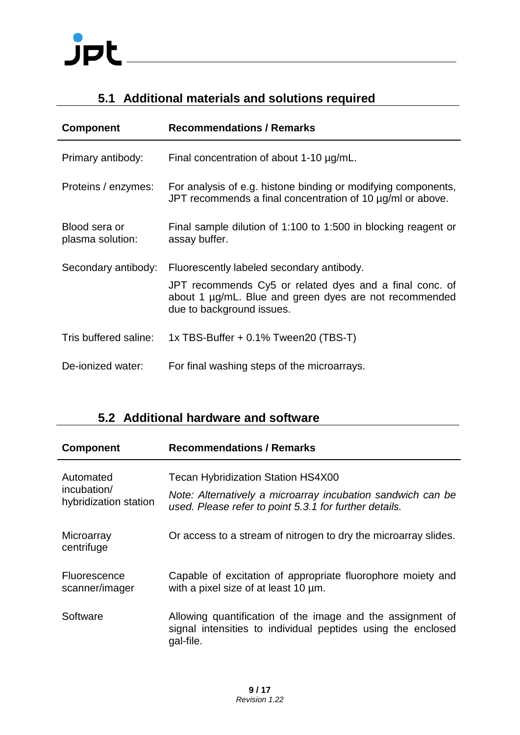## 5.1 Additional materials and solutions required

| Component | Recommendations / Remarks |
|---|---|
| Primary antibody: | Final concentration of about 1-10 µg/mL. |
| Proteins / enzymes: | For analysis of e.g. histone binding or modifying components, JPT recommends a final concentration of 10 µg/ml or above. |
| Blood sera or plasma solution: | Final sample dilution of 1:100 to 1:500 in blocking reagent or assay buffer. |
| Secondary antibody: | Fluorescently labeled secondary antibody.<br>JPT recommends Cy5 or related dyes and a final conc. of about 1 µg/mL. Blue and green dyes are not recommended due to background issues. |
| Tris buffered saline: | 1x TBS-Buffer + 0.1% Tween20 (TBS-T) |
| De-ionized water: | For final washing steps of the microarrays. |

## 5.2 Additional hardware and software

| Component | Recommendations / Remarks |
|---|---|
| Automated incubation/ hybridization station | Tecan Hybridization Station HS4X00<br>*Note: Alternatively a microarray incubation sandwich can be used. Please refer to point 5.3.1 for further details.* |
| Microarray centrifuge | Or access to a stream of nitrogen to dry the microarray slides. |
| Fluorescence scanner/imager | Capable of excitation of appropriate fluorophore moiety and with a pixel size of at least 10 µm. |
| Software | Allowing quantification of the image and the assignment of signal intensities to individual peptides using the enclosed gal-file. |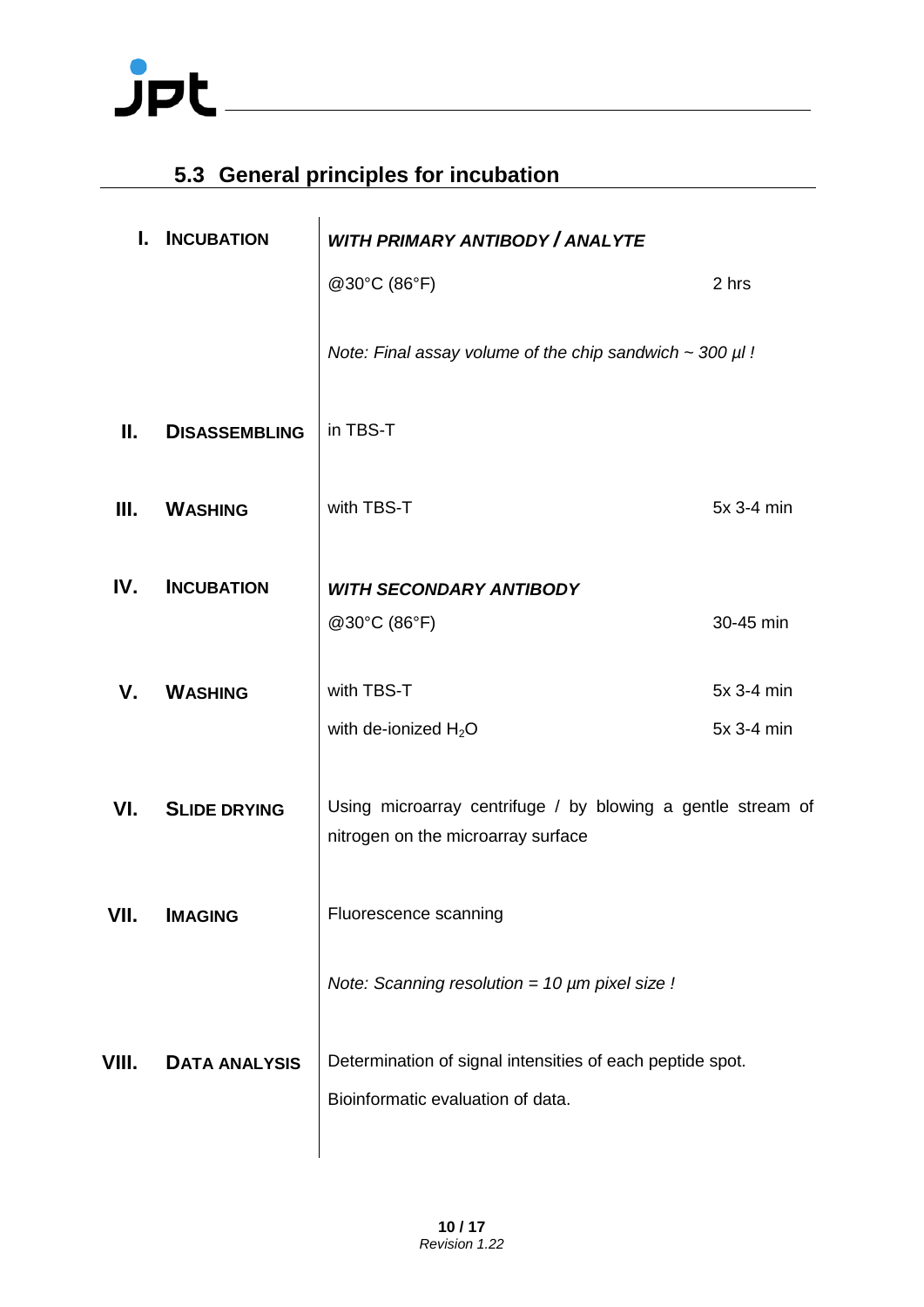## 5.3 General principles for incubation

| Step | | Description | Time |
|---|---|---|---|
| **I.** | **INCUBATION** | ***WITH PRIMARY ANTIBODY / ANALYTE*** | |
| | | @30°C (86°F) | 2 hrs |
| | | *Note: Final assay volume of the chip sandwich ~ 300 µl !* | |
| **II.** | **DISASSEMBLING** | in TBS-T | |
| **III.** | **WASHING** | with TBS-T | 5x 3-4 min |
| **IV.** | **INCUBATION** | ***WITH SECONDARY ANTIBODY*** | |
| | | @30°C (86°F) | 30-45 min |
| **V.** | **WASHING** | with TBS-T | 5x 3-4 min |
| | | with de-ionized $H_2O$ | 5x 3-4 min |
| **VI.** | **SLIDE DRYING** | Using microarray centrifuge / by blowing a gentle stream of nitrogen on the microarray surface | |
| **VII.** | **IMAGING** | Fluorescence scanning | |
| | | *Note: Scanning resolution = 10 µm pixel size !* | |
| **VIII.** | **DATA ANALYSIS** | Determination of signal intensities of each peptide spot. | |
| | | Bioinformatic evaluation of data. | |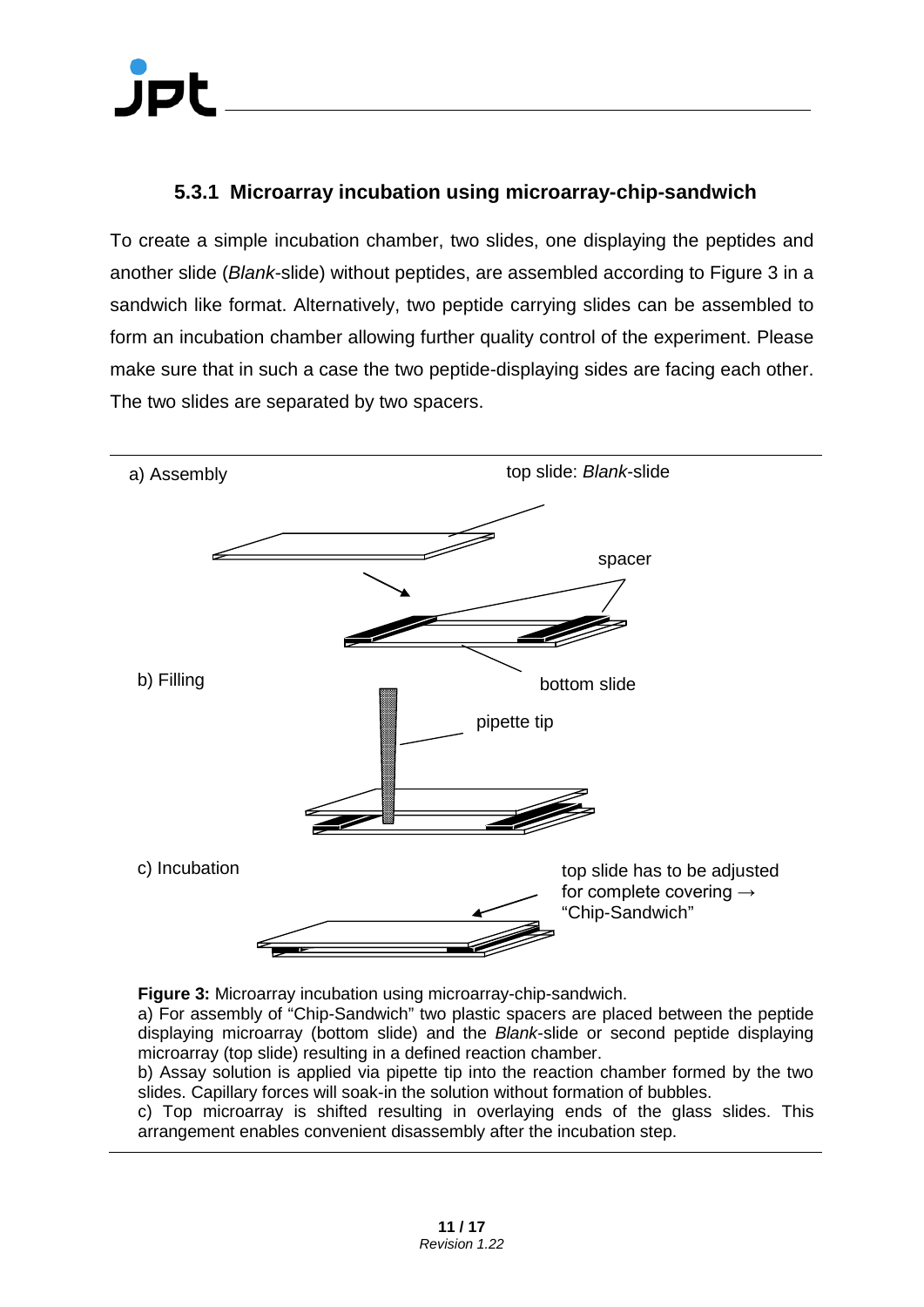### 5.3.1 Microarray incubation using microarray-chip-sandwich

To create a simple incubation chamber, two slides, one displaying the peptides and another slide (*Blank*-slide) without peptides, are assembled according to Figure 3 in a sandwich like format. Alternatively, two peptide carrying slides can be assembled to form an incubation chamber allowing further quality control of the experiment. Please make sure that in such a case the two peptide-displaying sides are facing each other. The two slides are separated by two spacers.

a) Assembly — top slide: *Blank*-slide; spacer; bottom slide

b) Filling — pipette tip

c) Incubation — top slide has to be adjusted for complete covering → "Chip-Sandwich"

**Figure 3:** Microarray incubation using microarray-chip-sandwich.
a) For assembly of "Chip-Sandwich" two plastic spacers are placed between the peptide displaying microarray (bottom slide) and the *Blank*-slide or second peptide displaying microarray (top slide) resulting in a defined reaction chamber.
b) Assay solution is applied via pipette tip into the reaction chamber formed by the two slides. Capillary forces will soak-in the solution without formation of bubbles.
c) Top microarray is shifted resulting in overlaying ends of the glass slides. This arrangement enables convenient disassembly after the incubation step.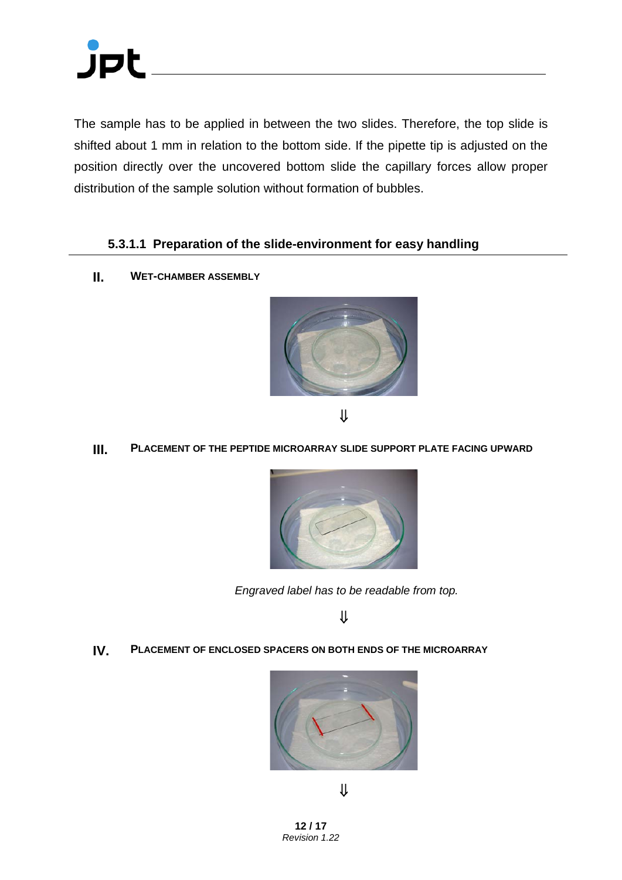The sample has to be applied in between the two slides. Therefore, the top slide is shifted about 1 mm in relation to the bottom side. If the pipette tip is adjusted on the position directly over the uncovered bottom slide the capillary forces allow proper distribution of the sample solution without formation of bubbles.

#### 5.3.1.1 Preparation of the slide-environment for easy handling

**II. WET-CHAMBER ASSEMBLY**

⇓

**III. PLACEMENT OF THE PEPTIDE MICROARRAY SLIDE SUPPORT PLATE FACING UPWARD**

*Engraved label has to be readable from top.*

⇓

**IV. PLACEMENT OF ENCLOSED SPACERS ON BOTH ENDS OF THE MICROARRAY**

⇓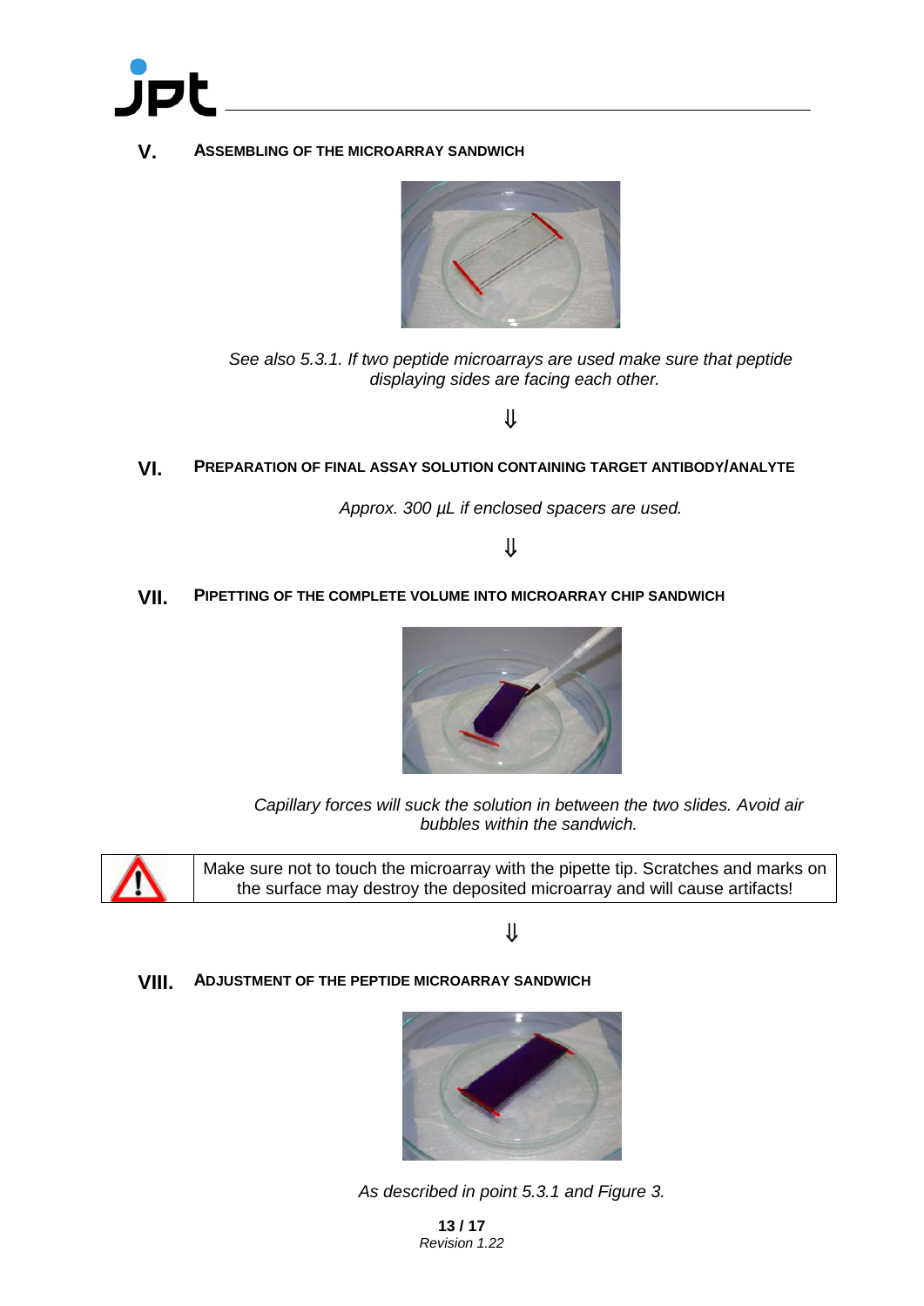## V. Assembling of the Microarray Sandwich

*See also 5.3.1. If two peptide microarrays are used make sure that peptide displaying sides are facing each other.*

⇓

## VI. Preparation of Final Assay Solution Containing Target Antibody/Analyte

*Approx. 300 µL if enclosed spacers are used.*

⇓

## VII. Pipetting of the Complete Volume into Microarray Chip Sandwich

*Capillary forces will suck the solution in between the two slides. Avoid air bubbles within the sandwich.*

| ⚠ | Make sure not to touch the microarray with the pipette tip. Scratches and marks on the surface may destroy the deposited microarray and will cause artifacts! |
|---|---|

⇓

## VIII. Adjustment of the Peptide Microarray Sandwich

*As described in point 5.3.1 and Figure 3.*

*Revision 1.22*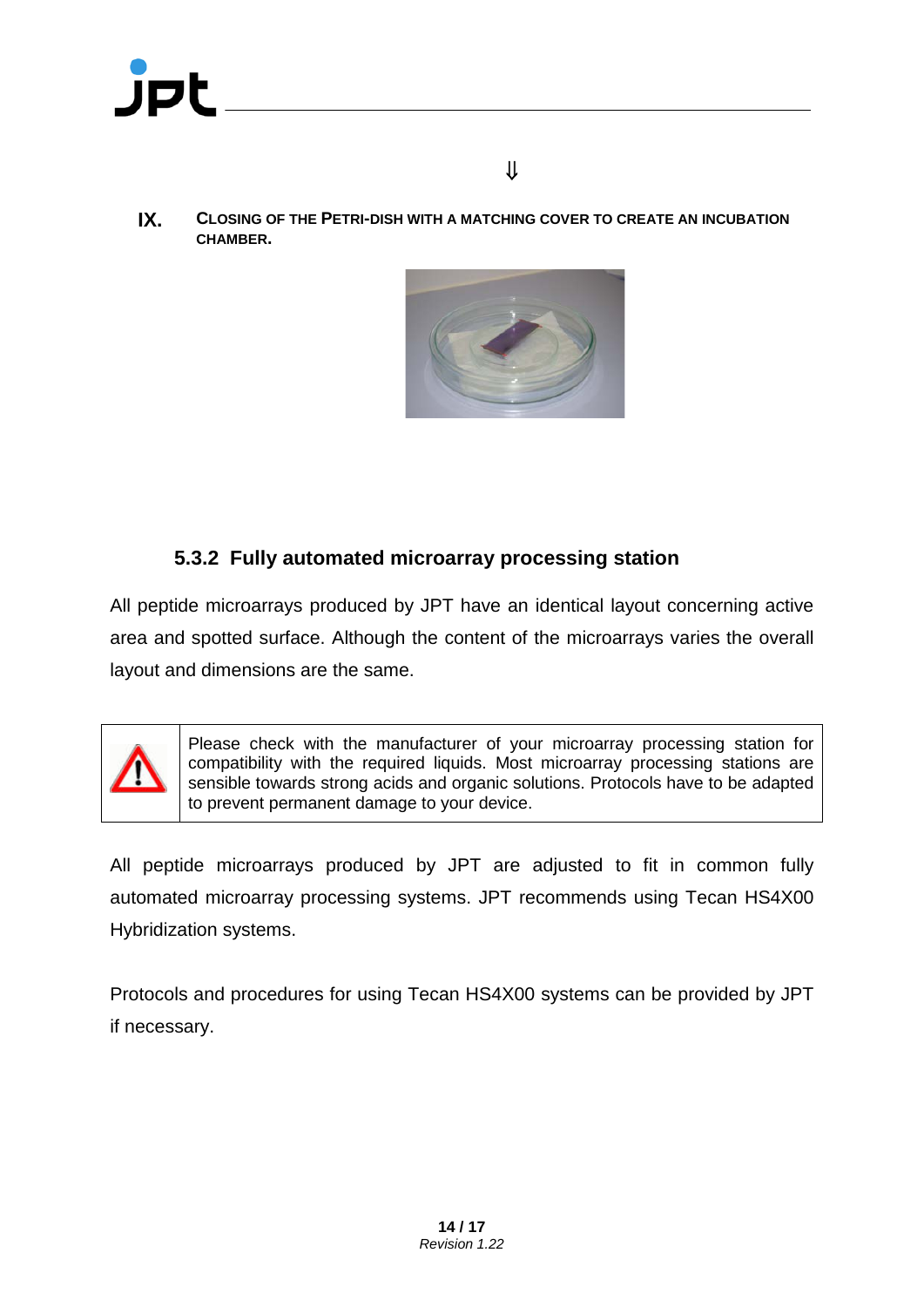⇓

**IX.** **CLOSING OF THE PETRI-DISH WITH A MATCHING COVER TO CREATE AN INCUBATION CHAMBER.**

### 5.3.2 Fully automated microarray processing station

All peptide microarrays produced by JPT have an identical layout concerning active area and spotted surface. Although the content of the microarrays varies the overall layout and dimensions are the same.

| ⚠ | Please check with the manufacturer of your microarray processing station for compatibility with the required liquids. Most microarray processing stations are sensible towards strong acids and organic solutions. Protocols have to be adapted to prevent permanent damage to your device. |
|---|---|

All peptide microarrays produced by JPT are adjusted to fit in common fully automated microarray processing systems. JPT recommends using Tecan HS4X00 Hybridization systems.

Protocols and procedures for using Tecan HS4X00 systems can be provided by JPT if necessary.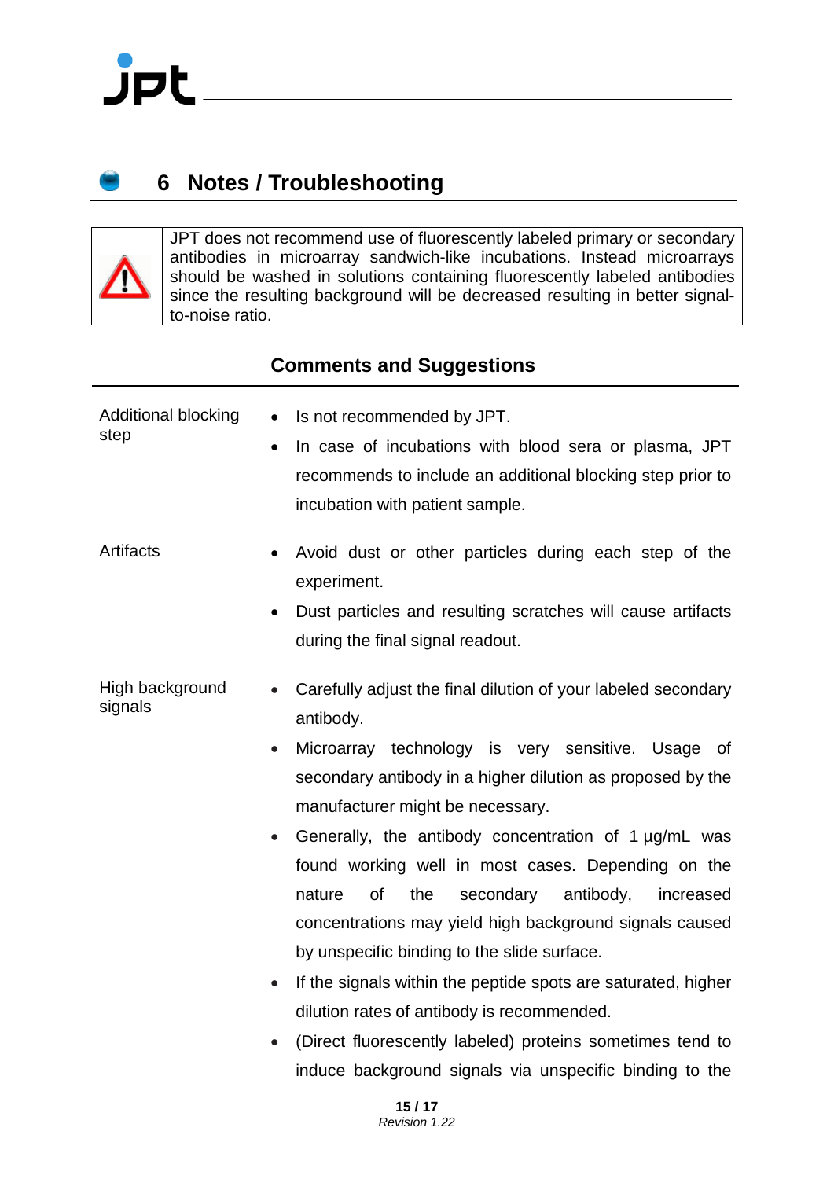## 6 Notes / Troubleshooting

| | |
|---|---|
| ⚠ | JPT does not recommend use of fluorescently labeled primary or secondary antibodies in microarray sandwich-like incubations. Instead microarrays should be washed in solutions containing fluorescently labeled antibodies since the resulting background will be decreased resulting in better signal-to-noise ratio. |

| | Comments and Suggestions |
|---|---|
| Additional blocking step | • Is not recommended by JPT.<br>• In case of incubations with blood sera or plasma, JPT recommends to include an additional blocking step prior to incubation with patient sample. |
| Artifacts | • Avoid dust or other particles during each step of the experiment.<br>• Dust particles and resulting scratches will cause artifacts during the final signal readout. |
| High background signals | • Carefully adjust the final dilution of your labeled secondary antibody.<br>• Microarray technology is very sensitive. Usage of secondary antibody in a higher dilution as proposed by the manufacturer might be necessary.<br>• Generally, the antibody concentration of 1 µg/mL was found working well in most cases. Depending on the nature of the secondary antibody, increased concentrations may yield high background signals caused by unspecific binding to the slide surface.<br>• If the signals within the peptide spots are saturated, higher dilution rates of antibody is recommended.<br>• (Direct fluorescently labeled) proteins sometimes tend to induce background signals via unspecific binding to the |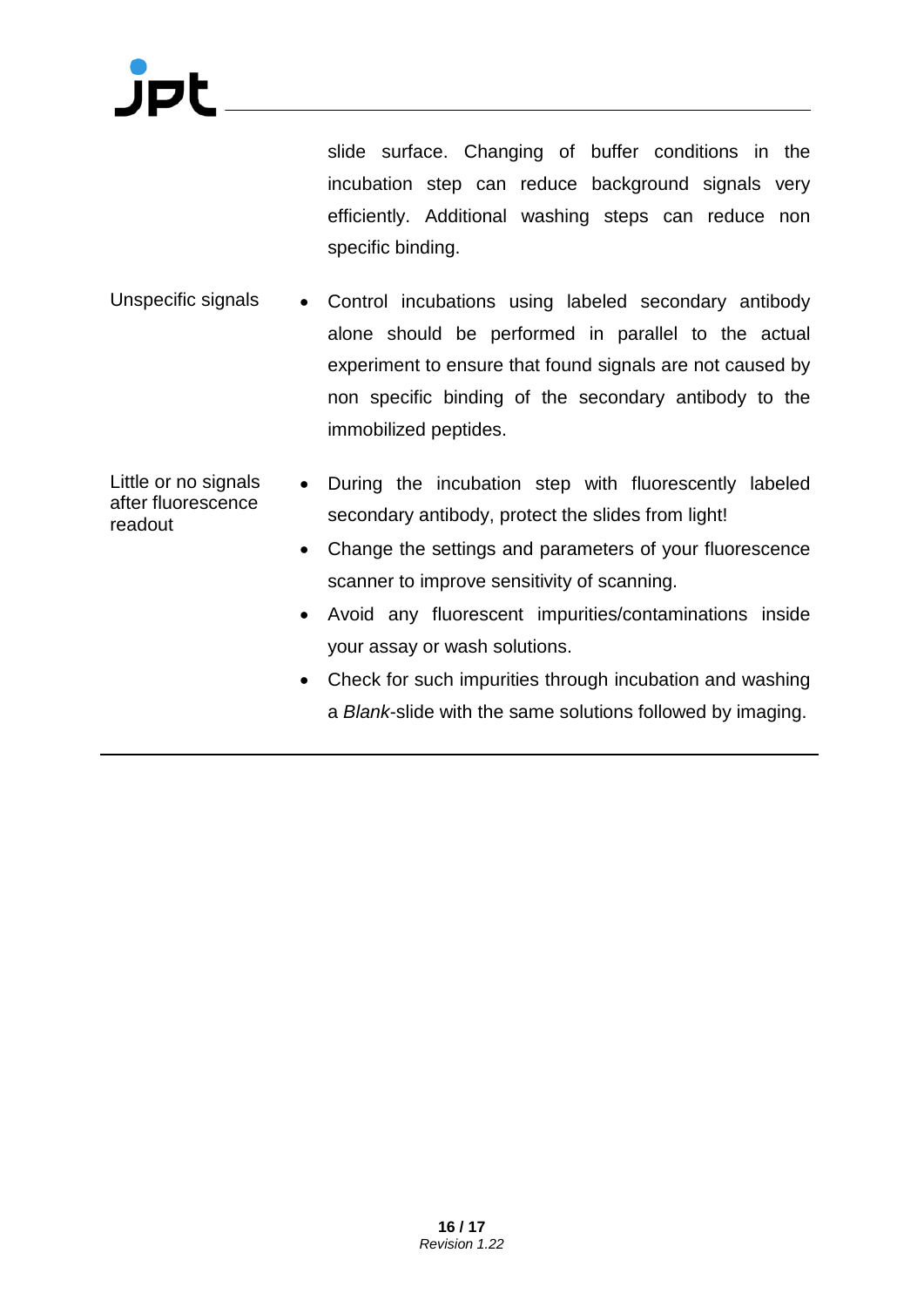| | |
|---|---|
| | slide surface. Changing of buffer conditions in the incubation step can reduce background signals very efficiently. Additional washing steps can reduce non specific binding. |
| Unspecific signals | • Control incubations using labeled secondary antibody alone should be performed in parallel to the actual experiment to ensure that found signals are not caused by non specific binding of the secondary antibody to the immobilized peptides. |
| Little or no signals after fluorescence readout | • During the incubation step with fluorescently labeled secondary antibody, protect the slides from light!<br>• Change the settings and parameters of your fluorescence scanner to improve sensitivity of scanning.<br>• Avoid any fluorescent impurities/contaminations inside your assay or wash solutions.<br>• Check for such impurities through incubation and washing a *Blank*-slide with the same solutions followed by imaging. |

Revision 1.22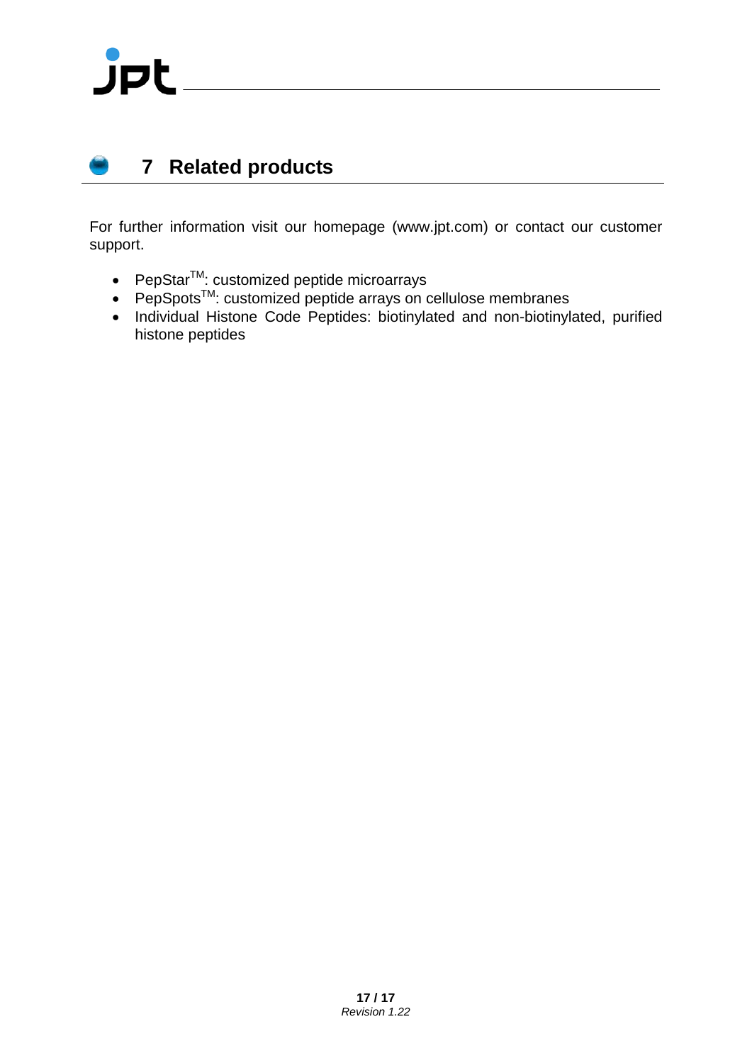# 7 Related products

For further information visit our homepage (www.jpt.com) or contact our customer support.

- PepStar$^{TM}$: customized peptide microarrays
- PepSpots$^{TM}$: customized peptide arrays on cellulose membranes
- Individual Histone Code Peptides: biotinylated and non-biotinylated, purified histone peptides

*Revision 1.22*